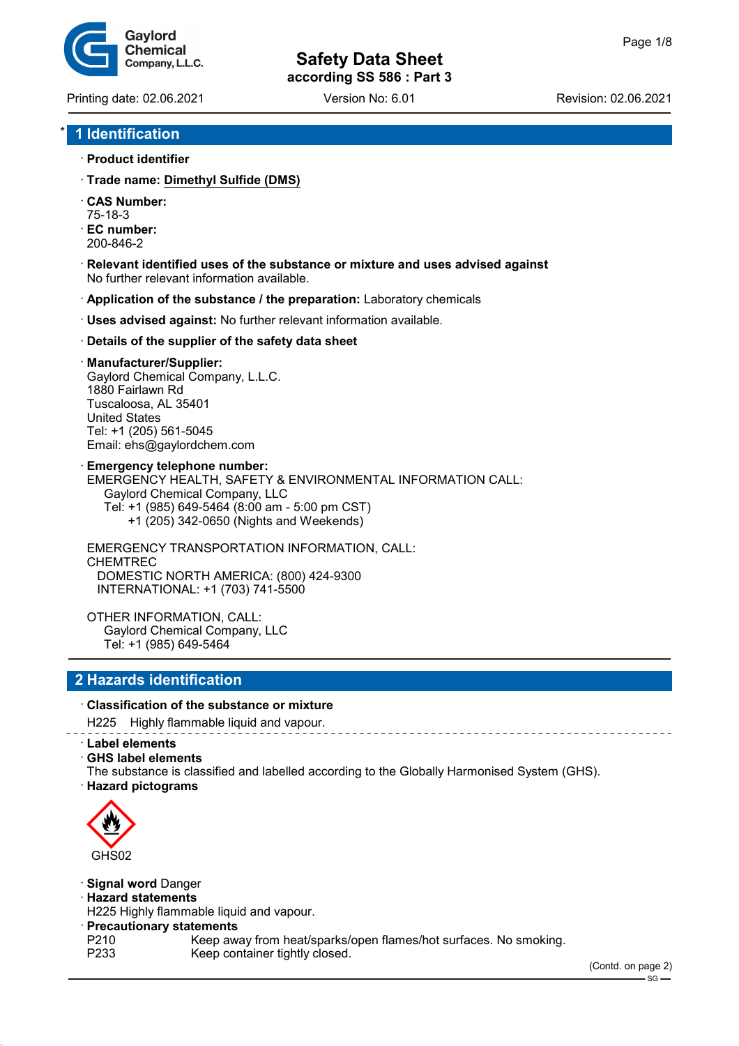# Safety Data Sheet

according SS 586 : Part 3

Printing date: 02.06.2021 Version No: 6.01 Revision: 02.06.2021

## * 1 Identification

· **Product identifier**

· **Trade name: Dimethyl Sulfide (DMS)**

· **CAS Number:**
75-18-3

· **EC number:**
200-846-2

· **Relevant identified uses of the substance or mixture and uses advised against**
No further relevant information available.

· **Application of the substance / the preparation:** Laboratory chemicals

· **Uses advised against:** No further relevant information available.

· **Details of the supplier of the safety data sheet**

· **Manufacturer/Supplier:**
Gaylord Chemical Company, L.L.C.
1880 Fairlawn Rd
Tuscaloosa, AL 35401
United States
Tel: +1 (205) 561-5045
Email: ehs@gaylordchem.com

· **Emergency telephone number:**
EMERGENCY HEALTH, SAFETY & ENVIRONMENTAL INFORMATION CALL:
Gaylord Chemical Company, LLC
Tel: +1 (985) 649-5464 (8:00 am - 5:00 pm CST)
+1 (205) 342-0650 (Nights and Weekends)

EMERGENCY TRANSPORTATION INFORMATION, CALL:
CHEMTREC
DOMESTIC NORTH AMERICA: (800) 424-9300
INTERNATIONAL: +1 (703) 741-5500

OTHER INFORMATION, CALL:
Gaylord Chemical Company, LLC
Tel: +1 (985) 649-5464

## 2 Hazards identification

· **Classification of the substance or mixture**

H225 Highly flammable liquid and vapour.

· **Label elements**

· **GHS label elements**
The substance is classified and labelled according to the Globally Harmonised System (GHS).

· **Hazard pictograms**

GHS02

· **Signal word** Danger

· **Hazard statements**
H225 Highly flammable liquid and vapour.

· **Precautionary statements**

P210 Keep away from heat/sparks/open flames/hot surfaces. No smoking.
P233 Keep container tightly closed.

(Contd. on page 2)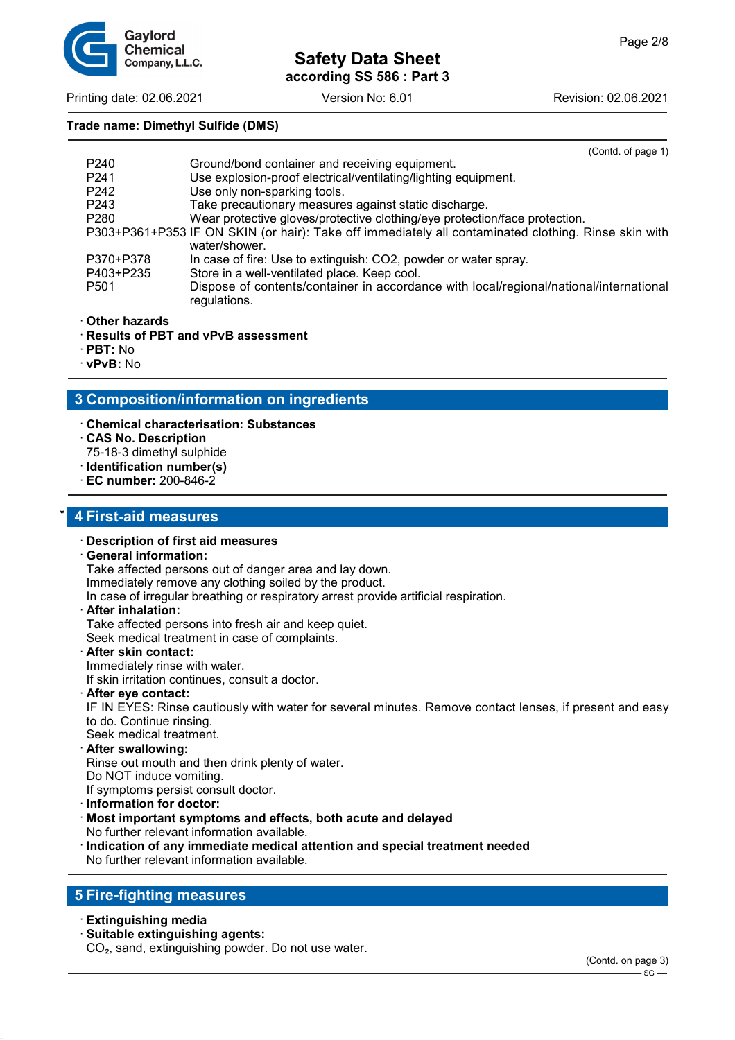Trade name: Dimethyl Sulfide (DMS)

(Contd. of page 1)

| | |
|---|---|
| P240 | Ground/bond container and receiving equipment. |
| P241 | Use explosion-proof electrical/ventilating/lighting equipment. |
| P242 | Use only non-sparking tools. |
| P243 | Take precautionary measures against static discharge. |
| P280 | Wear protective gloves/protective clothing/eye protection/face protection. |
| P303+P361+P353 | IF ON SKIN (or hair): Take off immediately all contaminated clothing. Rinse skin with water/shower. |
| P370+P378 | In case of fire: Use to extinguish: CO2, powder or water spray. |
| P403+P235 | Store in a well-ventilated place. Keep cool. |
| P501 | Dispose of contents/container in accordance with local/regional/national/international regulations. |

· **Other hazards**
· **Results of PBT and vPvB assessment**
· **PBT:** No
· **vPvB:** No

## 3 Composition/information on ingredients

· **Chemical characterisation: Substances**
· **CAS No. Description**
75-18-3 dimethyl sulphide
· **Identification number(s)**
· **EC number:** 200-846-2

## * 4 First-aid measures

· **Description of first aid measures**
· **General information:**
Take affected persons out of danger area and lay down.
Immediately remove any clothing soiled by the product.
In case of irregular breathing or respiratory arrest provide artificial respiration.
· **After inhalation:**
Take affected persons into fresh air and keep quiet.
Seek medical treatment in case of complaints.
· **After skin contact:**
Immediately rinse with water.
If skin irritation continues, consult a doctor.
· **After eye contact:**
IF IN EYES: Rinse cautiously with water for several minutes. Remove contact lenses, if present and easy to do. Continue rinsing.
Seek medical treatment.
· **After swallowing:**
Rinse out mouth and then drink plenty of water.
Do NOT induce vomiting.
If symptoms persist consult doctor.
· **Information for doctor:**
· **Most important symptoms and effects, both acute and delayed**
No further relevant information available.
· **Indication of any immediate medical attention and special treatment needed**
No further relevant information available.

## 5 Fire-fighting measures

· **Extinguishing media**
· **Suitable extinguishing agents:**
$CO_2$, sand, extinguishing powder. Do not use water.

(Contd. on page 3)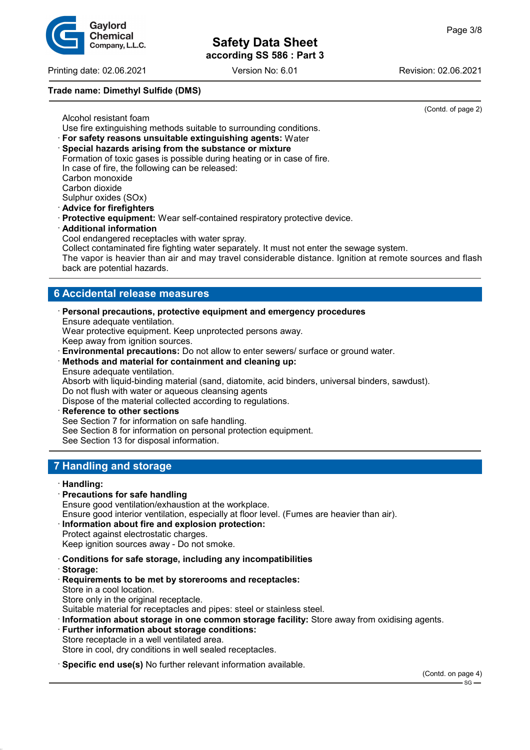Trade name: Dimethyl Sulfide (DMS)

(Contd. of page 2)

Alcohol resistant foam
Use fire extinguishing methods suitable to surrounding conditions.

· **For safety reasons unsuitable extinguishing agents:** Water

· **Special hazards arising from the substance or mixture**
Formation of toxic gases is possible during heating or in case of fire.
In case of fire, the following can be released:
Carbon monoxide
Carbon dioxide
Sulphur oxides (SOx)

· **Advice for firefighters**

· **Protective equipment:** Wear self-contained respiratory protective device.

· **Additional information**
Cool endangered receptacles with water spray.
Collect contaminated fire fighting water separately. It must not enter the sewage system.
The vapor is heavier than air and may travel considerable distance. Ignition at remote sources and flash back are potential hazards.

## 6 Accidental release measures

· **Personal precautions, protective equipment and emergency procedures**
Ensure adequate ventilation.
Wear protective equipment. Keep unprotected persons away.
Keep away from ignition sources.

· **Environmental precautions:** Do not allow to enter sewers/ surface or ground water.

· **Methods and material for containment and cleaning up:**
Ensure adequate ventilation.
Absorb with liquid-binding material (sand, diatomite, acid binders, universal binders, sawdust).
Do not flush with water or aqueous cleansing agents
Dispose of the material collected according to regulations.

· **Reference to other sections**
See Section 7 for information on safe handling.
See Section 8 for information on personal protection equipment.
See Section 13 for disposal information.

## 7 Handling and storage

· **Handling:**

· **Precautions for safe handling**
Ensure good ventilation/exhaustion at the workplace.
Ensure good interior ventilation, especially at floor level. (Fumes are heavier than air).

· **Information about fire and explosion protection:**
Protect against electrostatic charges.
Keep ignition sources away - Do not smoke.

· **Conditions for safe storage, including any incompatibilities**

· **Storage:**

· **Requirements to be met by storerooms and receptacles:**
Store in a cool location.
Store only in the original receptacle.
Suitable material for receptacles and pipes: steel or stainless steel.

· **Information about storage in one common storage facility:** Store away from oxidising agents.

· **Further information about storage conditions:**
Store receptacle in a well ventilated area.
Store in cool, dry conditions in well sealed receptacles.

· **Specific end use(s)** No further relevant information available.

(Contd. on page 4)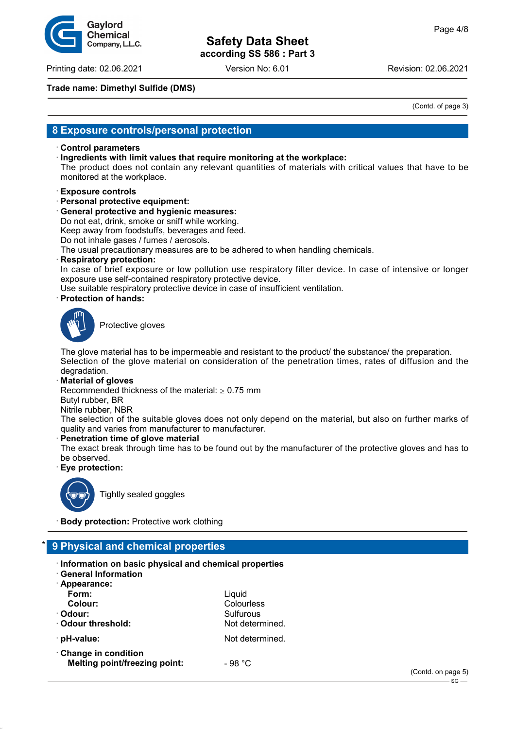**Trade name: Dimethyl Sulfide (DMS)**

(Contd. of page 3)

## 8 Exposure controls/personal protection

· **Control parameters**

· **Ingredients with limit values that require monitoring at the workplace:**
The product does not contain any relevant quantities of materials with critical values that have to be monitored at the workplace.

· **Exposure controls**

· **Personal protective equipment:**

· **General protective and hygienic measures:**
Do not eat, drink, smoke or sniff while working.
Keep away from foodstuffs, beverages and feed.
Do not inhale gases / fumes / aerosols.
The usual precautionary measures are to be adhered to when handling chemicals.

· **Respiratory protection:**
In case of brief exposure or low pollution use respiratory filter device. In case of intensive or longer exposure use self-contained respiratory protective device.
Use suitable respiratory protective device in case of insufficient ventilation.

· **Protection of hands:**

Protective gloves

The glove material has to be impermeable and resistant to the product/ the substance/ the preparation.
Selection of the glove material on consideration of the penetration times, rates of diffusion and the degradation.

· **Material of gloves**
Recommended thickness of the material: ≥ 0.75 mm
Butyl rubber, BR
Nitrile rubber, NBR
The selection of the suitable gloves does not only depend on the material, but also on further marks of quality and varies from manufacturer to manufacturer.

· **Penetration time of glove material**
The exact break through time has to be found out by the manufacturer of the protective gloves and has to be observed.

· **Eye protection:**

Tightly sealed goggles

· **Body protection:** Protective work clothing

## * 9 Physical and chemical properties

· **Information on basic physical and chemical properties**

· **General Information**

· **Appearance:**

| | |
|---|---|
| **Form:** | Liquid |
| **Colour:** | Colourless |
| · **Odour:** | Sulfurous |
| · **Odour threshold:** | Not determined. |
| · **pH-value:** | Not determined. |
| · **Change in condition** | |
| **Melting point/freezing point:** | - 98 °C |

(Contd. on page 5)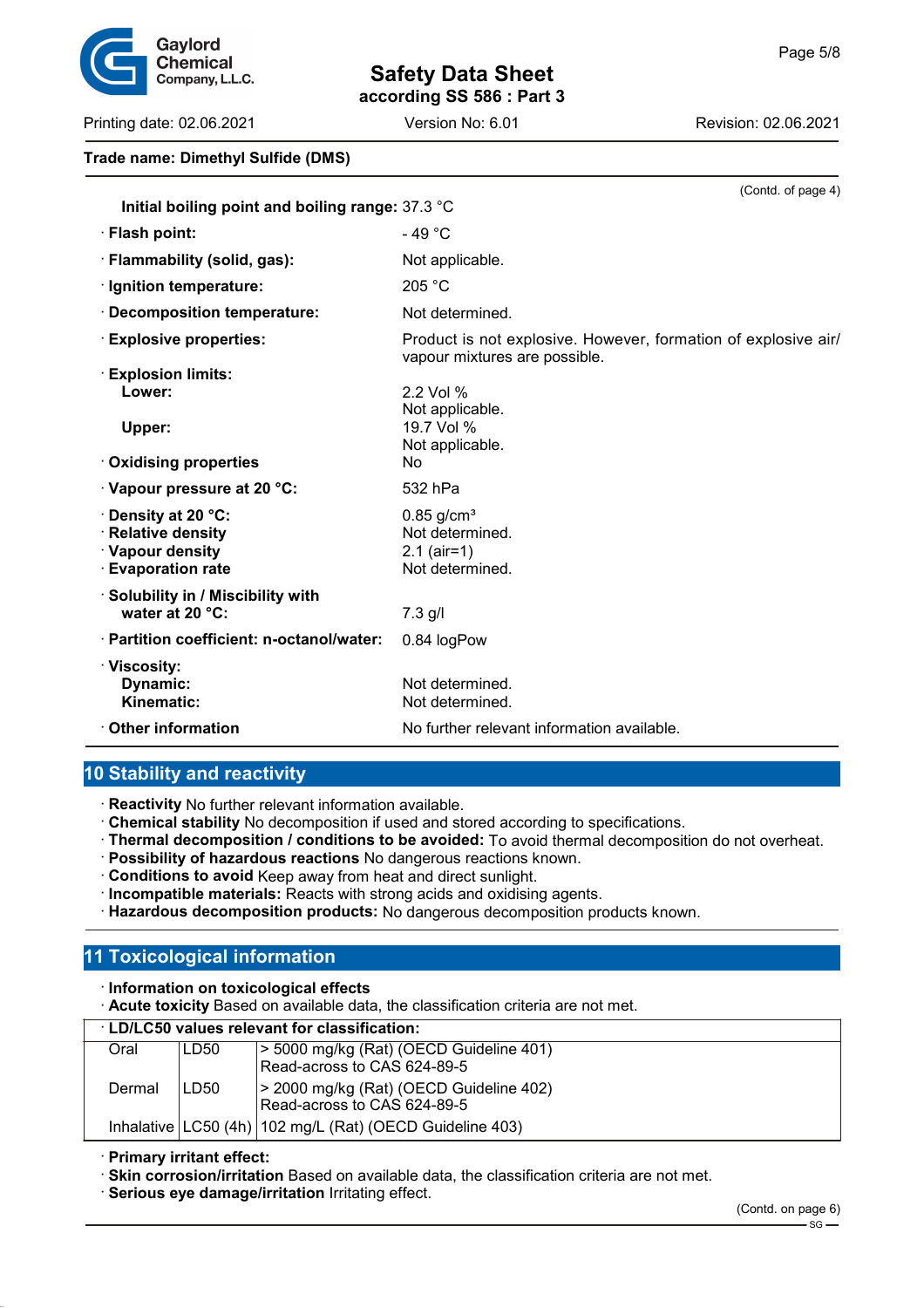Trade name: Dimethyl Sulfide (DMS)

(Contd. of page 4)

| | |
|---|---|
| **Initial boiling point and boiling range:** | 37.3 °C |
| · **Flash point:** | - 49 °C |
| · **Flammability (solid, gas):** | Not applicable. |
| · **Ignition temperature:** | 205 °C |
| · **Decomposition temperature:** | Not determined. |
| · **Explosive properties:** | Product is not explosive. However, formation of explosive air/ vapour mixtures are possible. |
| · **Explosion limits:** | |
| **Lower:** | 2.2 Vol %<br>Not applicable. |
| **Upper:** | 19.7 Vol %<br>Not applicable. |
| · **Oxidising properties** | No |
| · **Vapour pressure at 20 °C:** | 532 hPa |
| · **Density at 20 °C:** | 0.85 g/cm³ |
| · **Relative density** | Not determined. |
| · **Vapour density** | 2.1 (air=1) |
| · **Evaporation rate** | Not determined. |
| · **Solubility in / Miscibility with water at 20 °C:** | 7.3 g/l |
| · **Partition coefficient: n-octanol/water:** | 0.84 logPow |
| · **Viscosity:** | |
| **Dynamic:** | Not determined. |
| **Kinematic:** | Not determined. |
| · **Other information** | No further relevant information available. |

## 10 Stability and reactivity

· **Reactivity** No further relevant information available.
· **Chemical stability** No decomposition if used and stored according to specifications.
· **Thermal decomposition / conditions to be avoided:** To avoid thermal decomposition do not overheat.
· **Possibility of hazardous reactions** No dangerous reactions known.
· **Conditions to avoid** Keep away from heat and direct sunlight.
· **Incompatible materials:** Reacts with strong acids and oxidising agents.
· **Hazardous decomposition products:** No dangerous decomposition products known.

## 11 Toxicological information

· **Information on toxicological effects**
· **Acute toxicity** Based on available data, the classification criteria are not met.

| · **LD/LC50 values relevant for classification:** | | |
|---|---|---|
| Oral | LD50 | > 5000 mg/kg (Rat) (OECD Guideline 401)<br>Read-across to CAS 624-89-5 |
| Dermal | LD50 | > 2000 mg/kg (Rat) (OECD Guideline 402)<br>Read-across to CAS 624-89-5 |
| Inhalative | LC50 (4h) | 102 mg/L (Rat) (OECD Guideline 403) |

· **Primary irritant effect:**
· **Skin corrosion/irritation** Based on available data, the classification criteria are not met.
· **Serious eye damage/irritation** Irritating effect.

(Contd. on page 6)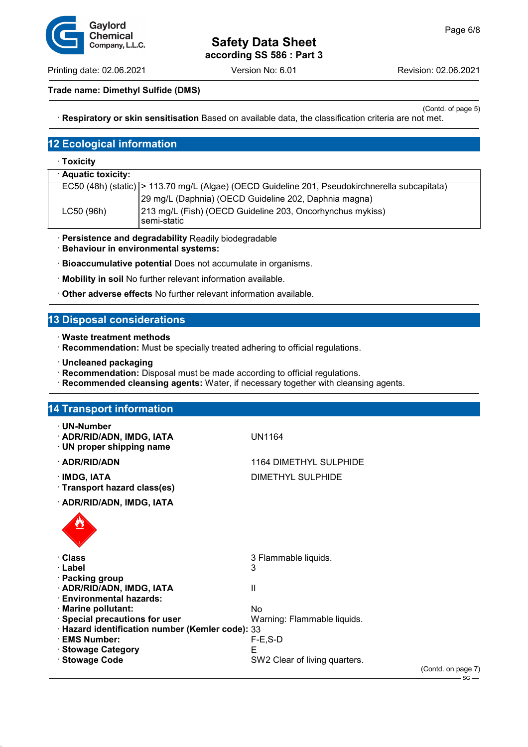Trade name: Dimethyl Sulfide (DMS)

(Contd. of page 5)

· **Respiratory or skin sensitisation** Based on available data, the classification criteria are not met.

## 12 Ecological information

· **Toxicity**

| · **Aquatic toxicity:** | |
|---|---|
| EC50 (48h) (static) | > 113.70 mg/L (Algae) (OECD Guideline 201, Pseudokirchnerella subcapitata) |
| | 29 mg/L (Daphnia) (OECD Guideline 202, Daphnia magna) |
| LC50 (96h) | 213 mg/L (Fish) (OECD Guideline 203, Oncorhynchus mykiss) semi-static |

· **Persistence and degradability** Readily biodegradable
· **Behaviour in environmental systems:**
· **Bioaccumulative potential** Does not accumulate in organisms.
· **Mobility in soil** No further relevant information available.
· **Other adverse effects** No further relevant information available.

## 13 Disposal considerations

· **Waste treatment methods**
· **Recommendation:** Must be specially treated adhering to official regulations.

· **Uncleaned packaging**
· **Recommendation:** Disposal must be made according to official regulations.
· **Recommended cleansing agents:** Water, if necessary together with cleansing agents.

## 14 Transport information

· **UN-Number**
· **ADR/RID/ADN, IMDG, IATA** UN1164
· **UN proper shipping name**
· **ADR/RID/ADN** 1164 DIMETHYL SULPHIDE
· **IMDG, IATA** DIMETHYL SULPHIDE
· **Transport hazard class(es)**
· **ADR/RID/ADN, IMDG, IATA**

· **Class** 3 Flammable liquids.
· **Label** 3
· **Packing group**
· **ADR/RID/ADN, IMDG, IATA** II
· **Environmental hazards:**
· **Marine pollutant:** No
· **Special precautions for user** Warning: Flammable liquids.
· **Hazard identification number (Kemler code):** 33
· **EMS Number:** F-E,S-D
· **Stowage Category** E
· **Stowage Code** SW2 Clear of living quarters.

(Contd. on page 7)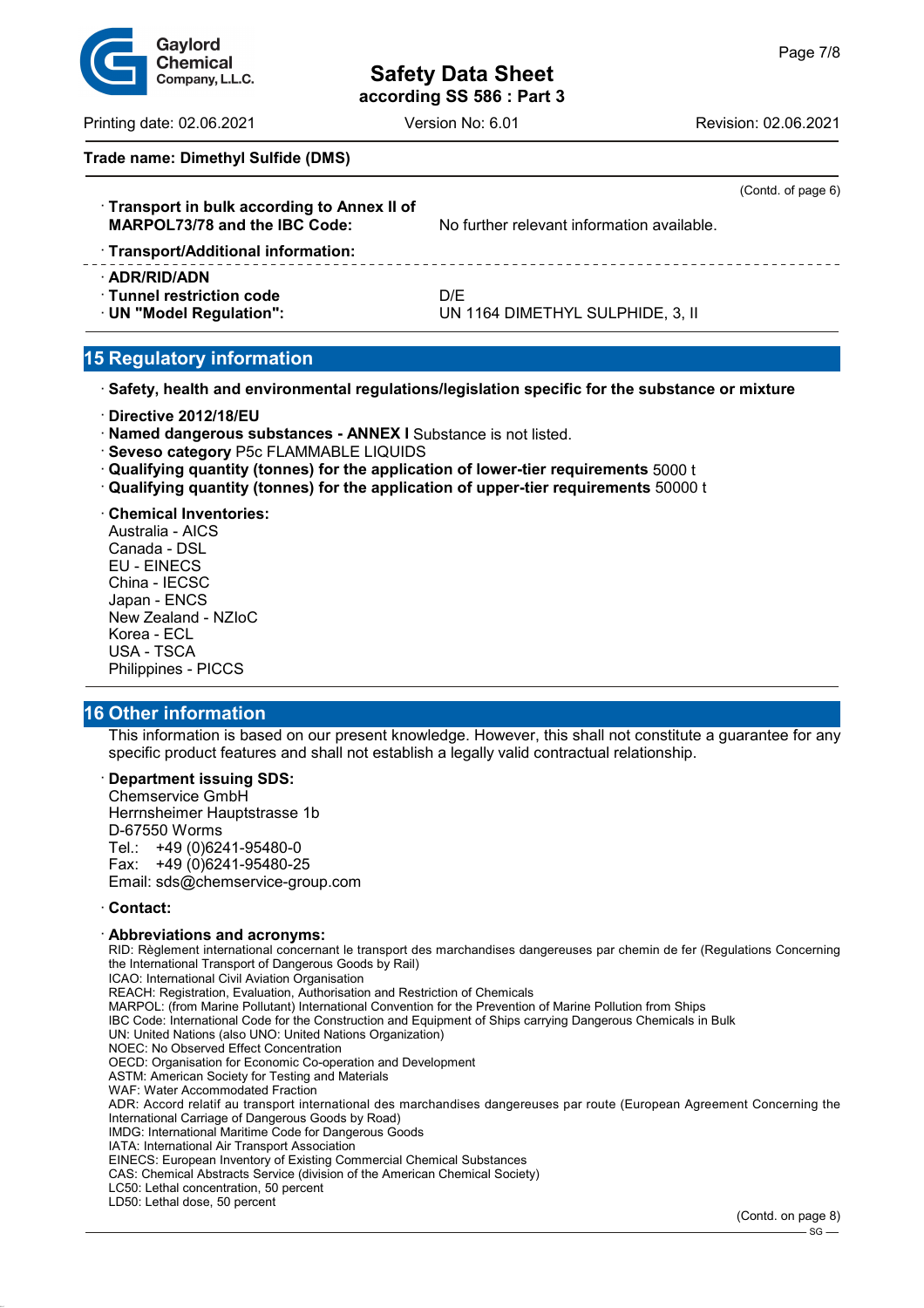(Contd. of page 6)

· **Transport in bulk according to Annex II of MARPOL73/78 and the IBC Code:** No further relevant information available.

· **Transport/Additional information:**

· **ADR/RID/ADN**
· **Tunnel restriction code** D/E
· **UN "Model Regulation":** UN 1164 DIMETHYL SULPHIDE, 3, II

## 15 Regulatory information

· **Safety, health and environmental regulations/legislation specific for the substance or mixture**

· **Directive 2012/18/EU**
· **Named dangerous substances - ANNEX I** Substance is not listed.
· **Seveso category** P5c FLAMMABLE LIQUIDS
· **Qualifying quantity (tonnes) for the application of lower-tier requirements** 5000 t
· **Qualifying quantity (tonnes) for the application of upper-tier requirements** 50000 t

· **Chemical Inventories:**
Australia - AICS
Canada - DSL
EU - EINECS
China - IECSC
Japan - ENCS
New Zealand - NZIoC
Korea - ECL
USA - TSCA
Philippines - PICCS

## 16 Other information

This information is based on our present knowledge. However, this shall not constitute a guarantee for any specific product features and shall not establish a legally valid contractual relationship.

· **Department issuing SDS:**
Chemservice GmbH
Herrnsheimer Hauptstrasse 1b
D-67550 Worms
Tel.: +49 (0)6241-95480-0
Fax: +49 (0)6241-95480-25
Email: sds@chemservice-group.com

· **Contact:**

· **Abbreviations and acronyms:**
RID: Règlement international concernant le transport des marchandises dangereuses par chemin de fer (Regulations Concerning the International Transport of Dangerous Goods by Rail)
ICAO: International Civil Aviation Organisation
REACH: Registration, Evaluation, Authorisation and Restriction of Chemicals
MARPOL: (from Marine Pollutant) International Convention for the Prevention of Marine Pollution from Ships
IBC Code: International Code for the Construction and Equipment of Ships carrying Dangerous Chemicals in Bulk
UN: United Nations (also UNO: United Nations Organization)
NOEC: No Observed Effect Concentration
OECD: Organisation for Economic Co-operation and Development
ASTM: American Society for Testing and Materials
WAF: Water Accommodated Fraction
ADR: Accord relatif au transport international des marchandises dangereuses par route (European Agreement Concerning the International Carriage of Dangerous Goods by Road)
IMDG: International Maritime Code for Dangerous Goods
IATA: International Air Transport Association
EINECS: European Inventory of Existing Commercial Chemical Substances
CAS: Chemical Abstracts Service (division of the American Chemical Society)
LC50: Lethal concentration, 50 percent
LD50: Lethal dose, 50 percent

(Contd. on page 8)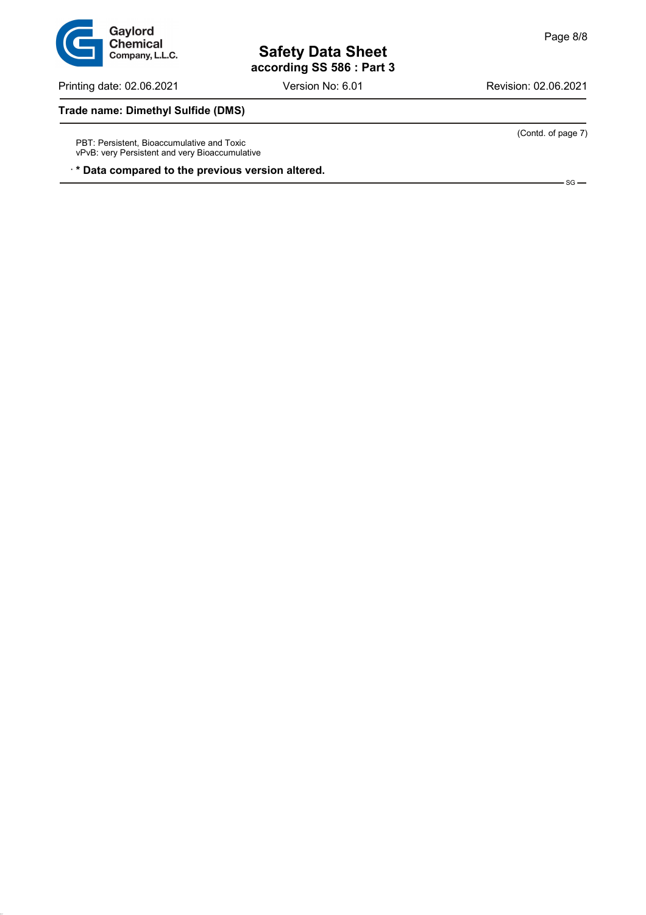PBT: Persistent, Bioaccumulative and Toxic
vPvB: very Persistent and very Bioaccumulative

· **\* Data compared to the previous version altered.**